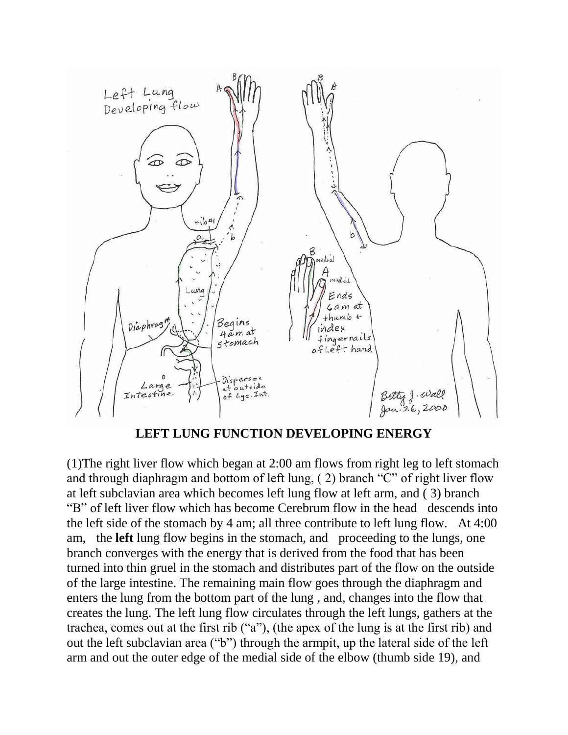**LEFT LUNG FUNCTION DEVELOPING ENERGY**

(1)The right liver flow which began at 2:00 am flows from right leg to left stomach and through diaphragm and bottom of left lung, ( 2) branch "C" of right liver flow at left subclavian area which becomes left lung flow at left arm, and ( 3) branch "B" of left liver flow which has become Cerebrum flow in the head descends into the left side of the stomach by 4 am; all three contribute to left lung flow. At 4:00 am, the **left** lung flow begins in the stomach, and proceeding to the lungs, one branch converges with the energy that is derived from the food that has been turned into thin gruel in the stomach and distributes part of the flow on the outside of the large intestine. The remaining main flow goes through the diaphragm and enters the lung from the bottom part of the lung , and, changes into the flow that creates the lung. The left lung flow circulates through the left lungs, gathers at the trachea, comes out at the first rib ("a"), (the apex of the lung is at the first rib) and out the left subclavian area ("b") through the armpit, up the lateral side of the left arm and out the outer edge of the medial side of the elbow (thumb side 19), and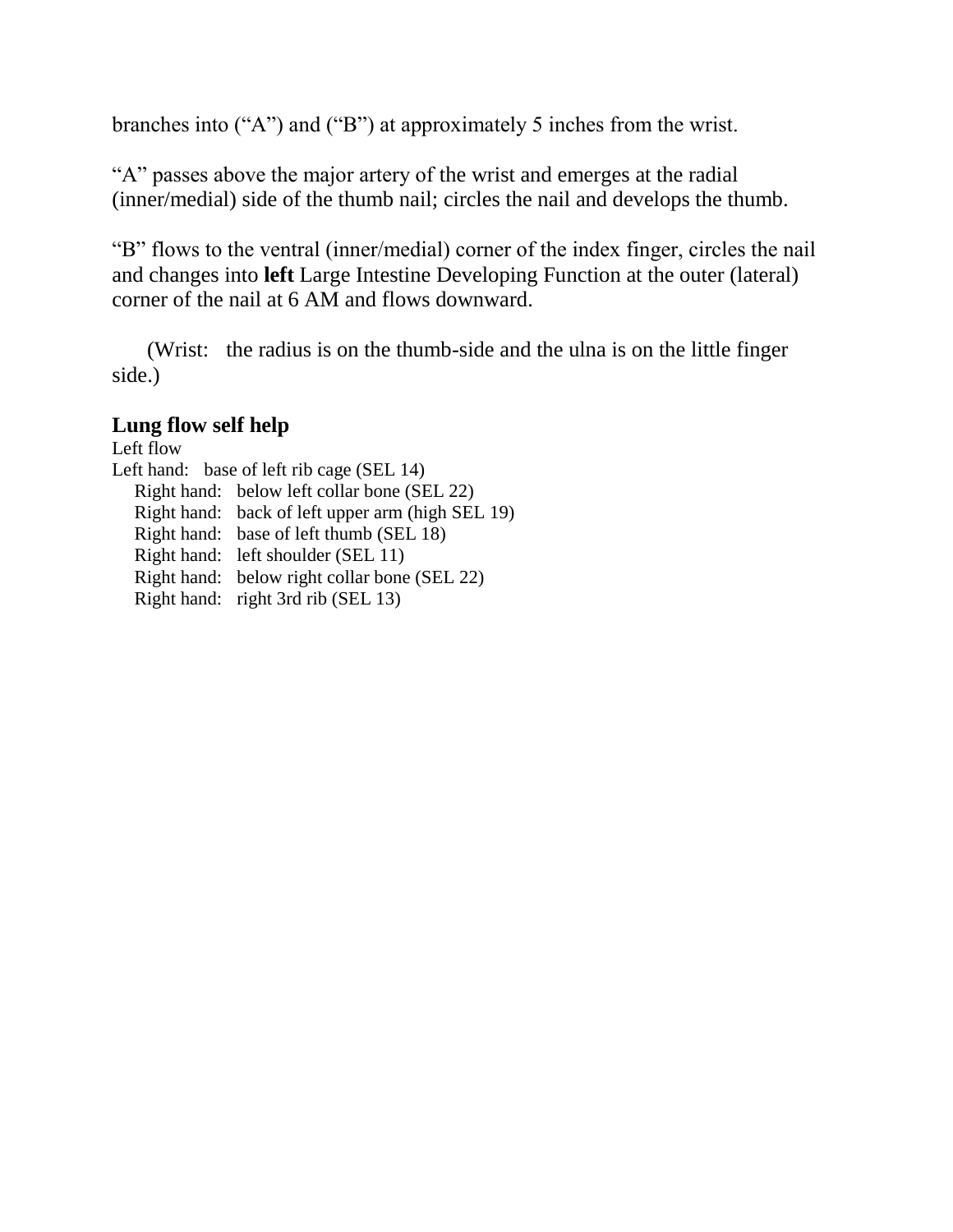branches into ("A") and ("B") at approximately 5 inches from the wrist.

"A" passes above the major artery of the wrist and emerges at the radial (inner/medial) side of the thumb nail; circles the nail and develops the thumb.

"B" flows to the ventral (inner/medial) corner of the index finger, circles the nail and changes into **left** Large Intestine Developing Function at the outer (lateral) corner of the nail at 6 AM and flows downward.

(Wrist: the radius is on the thumb-side and the ulna is on the little finger side.)

### Lung flow self help

Left flow
Left hand: base of left rib cage (SEL 14)
Right hand: below left collar bone (SEL 22)
Right hand: back of left upper arm (high SEL 19)
Right hand: base of left thumb (SEL 18)
Right hand: left shoulder (SEL 11)
Right hand: below right collar bone (SEL 22)
Right hand: right 3rd rib (SEL 13)